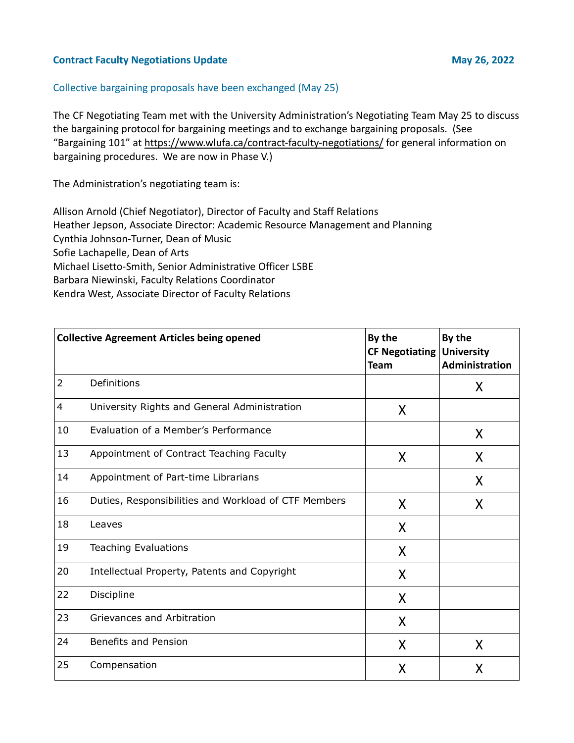**Contract Faculty Negotiations Update** **May 26, 2022**

Collective bargaining proposals have been exchanged (May 25)

The CF Negotiating Team met with the University Administration's Negotiating Team May 25 to discuss the bargaining protocol for bargaining meetings and to exchange bargaining proposals. (See "Bargaining 101" at https://www.wlufa.ca/contract-faculty-negotiations/ for general information on bargaining procedures. We are now in Phase V.)

The Administration's negotiating team is:

Allison Arnold (Chief Negotiator), Director of Faculty and Staff Relations
Heather Jepson, Associate Director: Academic Resource Management and Planning
Cynthia Johnson-Turner, Dean of Music
Sofie Lachapelle, Dean of Arts
Michael Lisetto-Smith, Senior Administrative Officer LSBE
Barbara Niewinski, Faculty Relations Coordinator
Kendra West, Associate Director of Faculty Relations

| Collective Agreement Articles being opened | | By the CF Negotiating Team | By the University Administration |
|---|---|---|---|
| 2 | Definitions | | X |
| 4 | University Rights and General Administration | X | |
| 10 | Evaluation of a Member's Performance | | X |
| 13 | Appointment of Contract Teaching Faculty | X | X |
| 14 | Appointment of Part-time Librarians | | X |
| 16 | Duties, Responsibilities and Workload of CTF Members | X | X |
| 18 | Leaves | X | |
| 19 | Teaching Evaluations | X | |
| 20 | Intellectual Property, Patents and Copyright | X | |
| 22 | Discipline | X | |
| 23 | Grievances and Arbitration | X | |
| 24 | Benefits and Pension | X | X |
| 25 | Compensation | X | X |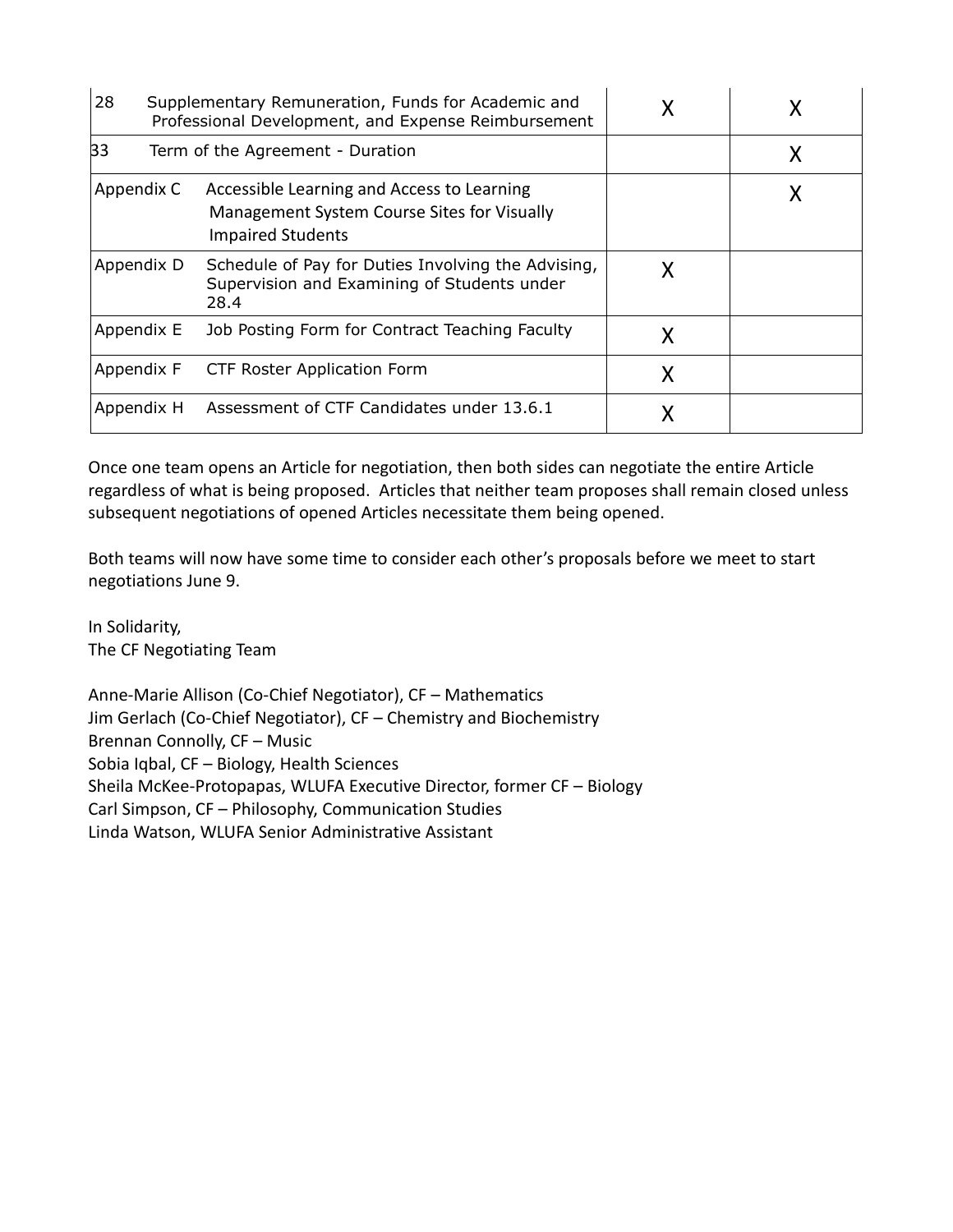| | | | |
|---|---|---|---|
| 28 | Supplementary Remuneration, Funds for Academic and Professional Development, and Expense Reimbursement | X | X |
| 33 | Term of the Agreement - Duration | | X |
| Appendix C | Accessible Learning and Access to Learning Management System Course Sites for Visually Impaired Students | | X |
| Appendix D | Schedule of Pay for Duties Involving the Advising, Supervision and Examining of Students under 28.4 | X | |
| Appendix E | Job Posting Form for Contract Teaching Faculty | X | |
| Appendix F | CTF Roster Application Form | X | |
| Appendix H | Assessment of CTF Candidates under 13.6.1 | X | |

Once one team opens an Article for negotiation, then both sides can negotiate the entire Article regardless of what is being proposed. Articles that neither team proposes shall remain closed unless subsequent negotiations of opened Articles necessitate them being opened.

Both teams will now have some time to consider each other's proposals before we meet to start negotiations June 9.

In Solidarity,
The CF Negotiating Team

Anne-Marie Allison (Co-Chief Negotiator), CF – Mathematics
Jim Gerlach (Co-Chief Negotiator), CF – Chemistry and Biochemistry
Brennan Connolly, CF – Music
Sobia Iqbal, CF – Biology, Health Sciences
Sheila McKee-Protopapas, WLUFA Executive Director, former CF – Biology
Carl Simpson, CF – Philosophy, Communication Studies
Linda Watson, WLUFA Senior Administrative Assistant